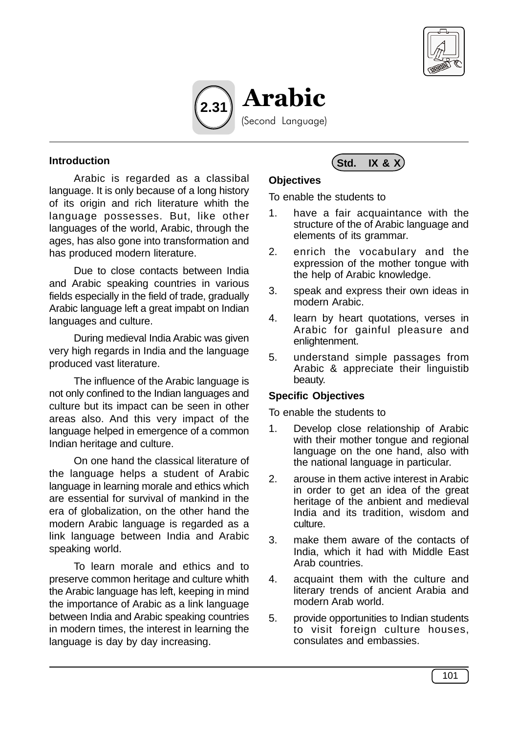# 2.31 Arabic

(Second Language)

## Introduction

Arabic is regarded as a classibal language. It is only because of a long history of its origin and rich literature whith the language possesses. But, like other languages of the world, Arabic, through the ages, has also gone into transformation and has produced modern literature.

Due to close contacts between India and Arabic speaking countries in various fields especially in the field of trade, gradually Arabic language left a great impabt on Indian languages and culture.

During medieval India Arabic was given very high regards in India and the language produced vast literature.

The influence of the Arabic language is not only confined to the Indian languages and culture but its impact can be seen in other areas also. And this very impact of the language helped in emergence of a common Indian heritage and culture.

On one hand the classical literature of the language helps a student of Arabic language in learning morale and ethics which are essential for survival of mankind in the era of globalization, on the other hand the modern Arabic language is regarded as a link language between India and Arabic speaking world.

To learn morale and ethics and to preserve common heritage and culture whith the Arabic language has left, keeping in mind the importance of Arabic as a link language between India and Arabic speaking countries in modern times, the interest in learning the language is day by day increasing.

**Std. IX & X**

### Objectives

To enable the students to

1. have a fair acquaintance with the structure of the of Arabic language and elements of its grammar.
2. enrich the vocabulary and the expression of the mother tongue with the help of Arabic knowledge.
3. speak and express their own ideas in modern Arabic.
4. learn by heart quotations, verses in Arabic for gainful pleasure and enlightenment.
5. understand simple passages from Arabic & appreciate their linguistib beauty.

### Specific Objectives

To enable the students to

1. Develop close relationship of Arabic with their mother tongue and regional language on the one hand, also with the national language in particular.
2. arouse in them active interest in Arabic in order to get an idea of the great heritage of the anbient and medieval India and its tradition, wisdom and culture.
3. make them aware of the contacts of India, which it had with Middle East Arab countries.
4. acquaint them with the culture and literary trends of ancient Arabia and modern Arab world.
5. provide opportunities to Indian students to visit foreign culture houses, consulates and embassies.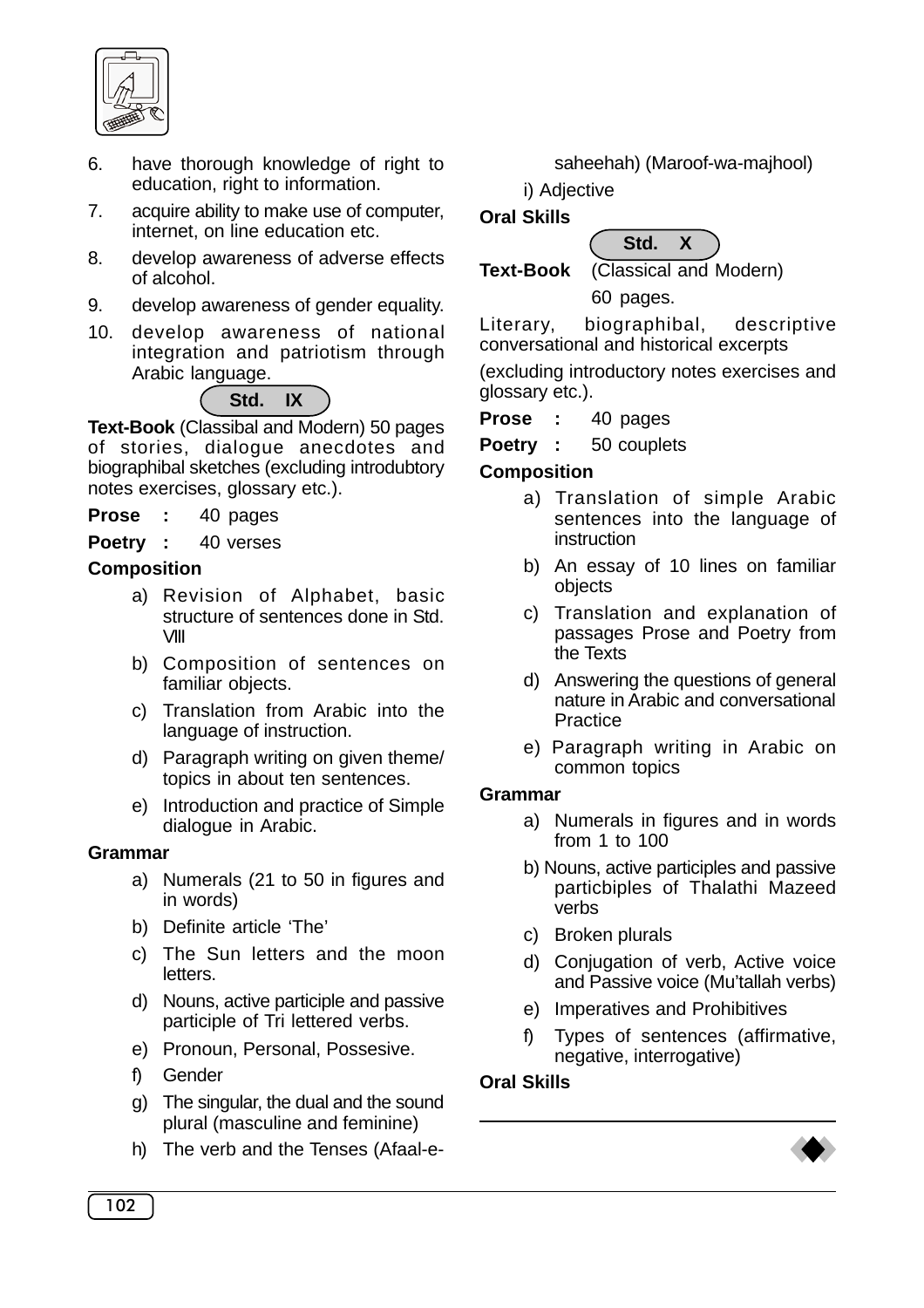6. have thorough knowledge of right to education, right to information.
7. acquire ability to make use of computer, internet, on line education etc.
8. develop awareness of adverse effects of alcohol.
9. develop awareness of gender equality.
10. develop awareness of national integration and patriotism through Arabic language.

## Std. IX

**Text-Book** (Classibal and Modern) 50 pages of stories, dialogue anecdotes and biographibal sketches (excluding introdubtory notes exercises, glossary etc.).

**Prose :** 40 pages

**Poetry :** 40 verses

**Composition**

a) Revision of Alphabet, basic structure of sentences done in Std. VIII
b) Composition of sentences on familiar objects.
c) Translation from Arabic into the language of instruction.
d) Paragraph writing on given theme/ topics in about ten sentences.
e) Introduction and practice of Simple dialogue in Arabic.

**Grammar**

a) Numerals (21 to 50 in figures and in words)
b) Definite article 'The'
c) The Sun letters and the moon letters.
d) Nouns, active participle and passive participle of Tri lettered verbs.
e) Pronoun, Personal, Possesive.
f) Gender
g) The singular, the dual and the sound plural (masculine and feminine)
h) The verb and the Tenses (Afaal-e-saheehah) (Maroof-wa-majhool)
i) Adjective

**Oral Skills**

## Std. X

**Text-Book** (Classical and Modern) 60 pages.

Literary, biographibal, descriptive conversational and historical excerpts

(excluding introductory notes exercises and glossary etc.).

**Prose :** 40 pages

**Poetry :** 50 couplets

**Composition**

a) Translation of simple Arabic sentences into the language of instruction
b) An essay of 10 lines on familiar objects
c) Translation and explanation of passages Prose and Poetry from the Texts
d) Answering the questions of general nature in Arabic and conversational Practice
e) Paragraph writing in Arabic on common topics

**Grammar**

a) Numerals in figures and in words from 1 to 100
b) Nouns, active participles and passive particbiples of Thalathi Mazeed verbs
c) Broken plurals
d) Conjugation of verb, Active voice and Passive voice (Mu'tallah verbs)
e) Imperatives and Prohibitives
f) Types of sentences (affirmative, negative, interrogative)

**Oral Skills**